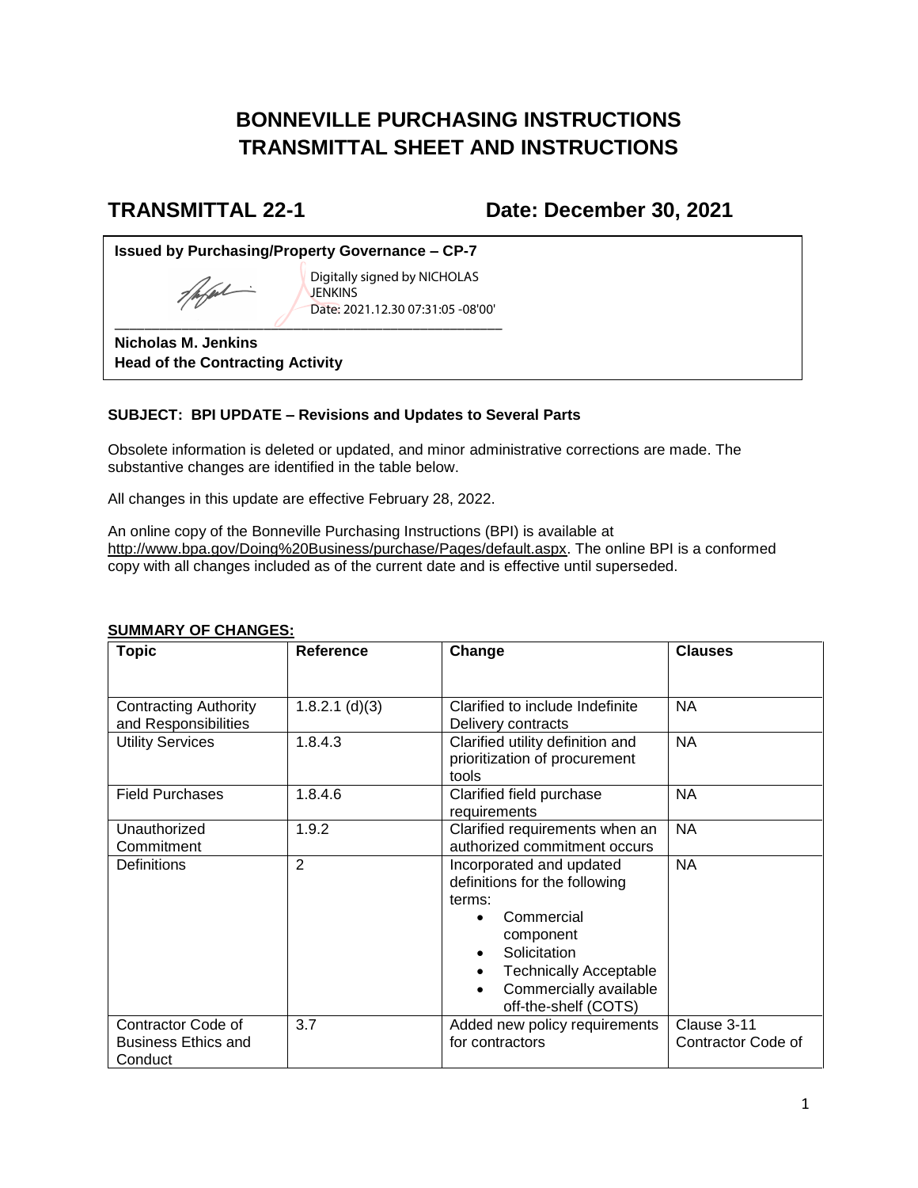# BONNEVILLE PURCHASING INSTRUCTIONS TRANSMITTAL SHEET AND INSTRUCTIONS

## TRANSMITTAL 22-1 Date: December 30, 2021

**Issued by Purchasing/Property Governance – CP-7**

Digitally signed by NICHOLAS JENKINS
Date: 2021.12.30 07:31:05 -08'00'

**Nicholas M. Jenkins**
**Head of the Contracting Activity**

**SUBJECT: BPI UPDATE – Revisions and Updates to Several Parts**

Obsolete information is deleted or updated, and minor administrative corrections are made. The substantive changes are identified in the table below.

All changes in this update are effective February 28, 2022.

An online copy of the Bonneville Purchasing Instructions (BPI) is available at http://www.bpa.gov/Doing%20Business/purchase/Pages/default.aspx. The online BPI is a conformed copy with all changes included as of the current date and is effective until superseded.

**SUMMARY OF CHANGES:**

| Topic | Reference | Change | Clauses |
|---|---|---|---|
| Contracting Authority and Responsibilities | 1.8.2.1 (d)(3) | Clarified to include Indefinite Delivery contracts | NA |
| Utility Services | 1.8.4.3 | Clarified utility definition and prioritization of procurement tools | NA |
| Field Purchases | 1.8.4.6 | Clarified field purchase requirements | NA |
| Unauthorized Commitment | 1.9.2 | Clarified requirements when an authorized commitment occurs | NA |
| Definitions | 2 | Incorporated and updated definitions for the following terms: <br>• Commercial component <br>• Solicitation <br>• Technically Acceptable <br>• Commercially available off-the-shelf (COTS) | NA |
| Contractor Code of Business Ethics and Conduct | 3.7 | Added new policy requirements for contractors | Clause 3-11 Contractor Code of |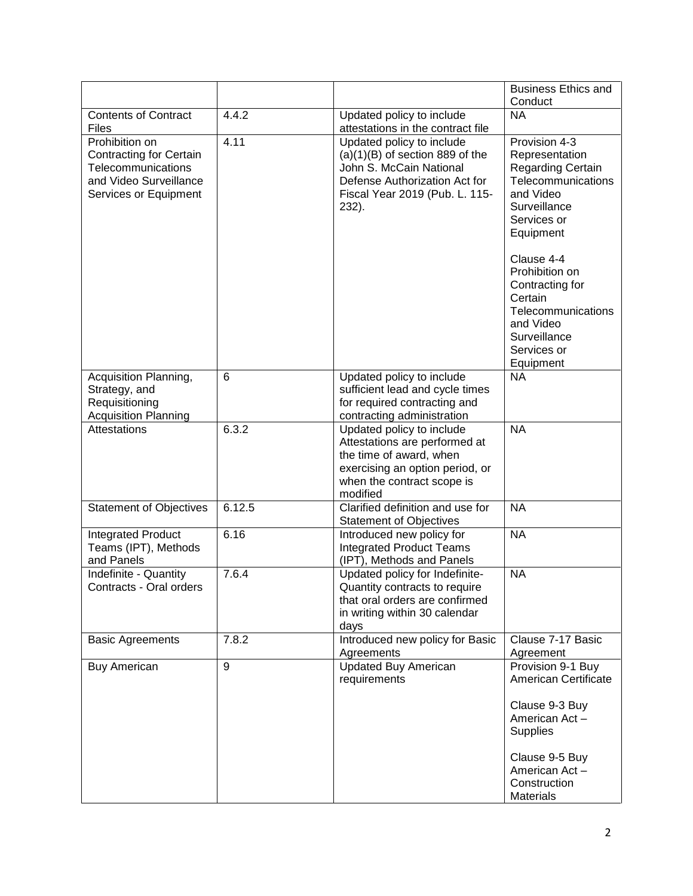| | | | |
|---|---|---|---|
| | | | Business Ethics and Conduct |
| Contents of Contract Files | 4.4.2 | Updated policy to include attestations in the contract file | NA |
| Prohibition on Contracting for Certain Telecommunications and Video Surveillance Services or Equipment | 4.11 | Updated policy to include (a)(1)(B) of section 889 of the John S. McCain National Defense Authorization Act for Fiscal Year 2019 (Pub. L. 115-232). | Provision 4-3 Representation Regarding Certain Telecommunications and Video Surveillance Services or Equipment<br><br>Clause 4-4 Prohibition on Contracting for Certain Telecommunications and Video Surveillance Services or Equipment |
| Acquisition Planning, Strategy, and Requisitioning Acquisition Planning | 6 | Updated policy to include sufficient lead and cycle times for required contracting and contracting administration | NA |
| Attestations | 6.3.2 | Updated policy to include Attestations are performed at the time of award, when exercising an option period, or when the contract scope is modified | NA |
| Statement of Objectives | 6.12.5 | Clarified definition and use for Statement of Objectives | NA |
| Integrated Product Teams (IPT), Methods and Panels | 6.16 | Introduced new policy for Integrated Product Teams (IPT), Methods and Panels | NA |
| Indefinite - Quantity Contracts - Oral orders | 7.6.4 | Updated policy for Indefinite-Quantity contracts to require that oral orders are confirmed in writing within 30 calendar days | NA |
| Basic Agreements | 7.8.2 | Introduced new policy for Basic Agreements | Clause 7-17 Basic Agreement |
| Buy American | 9 | Updated Buy American requirements | Provision 9-1 Buy American Certificate<br><br>Clause 9-3 Buy American Act – Supplies<br><br>Clause 9-5 Buy American Act – Construction Materials |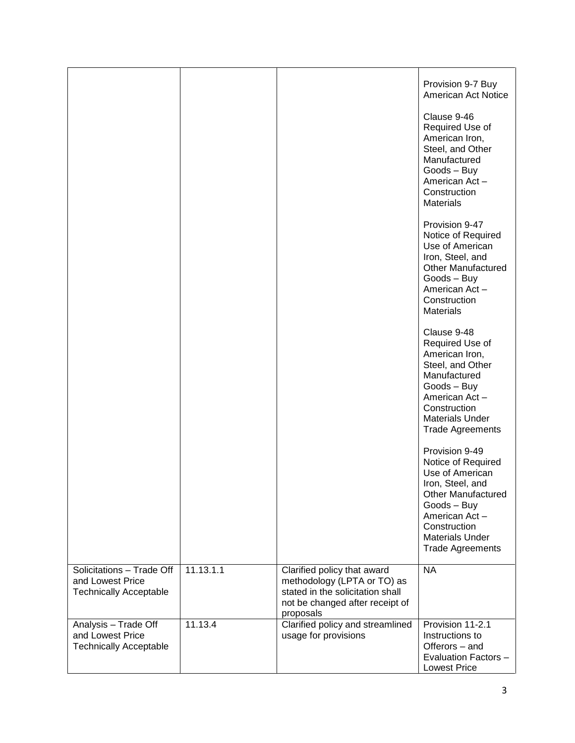| | | | |
|---|---|---|---|
| | | | Provision 9-7 Buy American Act Notice<br><br>Clause 9-46 Required Use of American Iron, Steel, and Other Manufactured Goods – Buy American Act – Construction Materials<br><br>Provision 9-47 Notice of Required Use of American Iron, Steel, and Other Manufactured Goods – Buy American Act – Construction Materials<br><br>Clause 9-48 Required Use of American Iron, Steel, and Other Manufactured Goods – Buy American Act – Construction Materials Under Trade Agreements<br><br>Provision 9-49 Notice of Required Use of American Iron, Steel, and Other Manufactured Goods – Buy American Act – Construction Materials Under Trade Agreements |
| Solicitations – Trade Off and Lowest Price Technically Acceptable | 11.13.1.1 | Clarified policy that award methodology (LPTA or TO) as stated in the solicitation shall not be changed after receipt of proposals | NA |
| Analysis – Trade Off and Lowest Price Technically Acceptable | 11.13.4 | Clarified policy and streamlined usage for provisions | Provision 11-2.1 Instructions to Offerors – and Evaluation Factors – Lowest Price |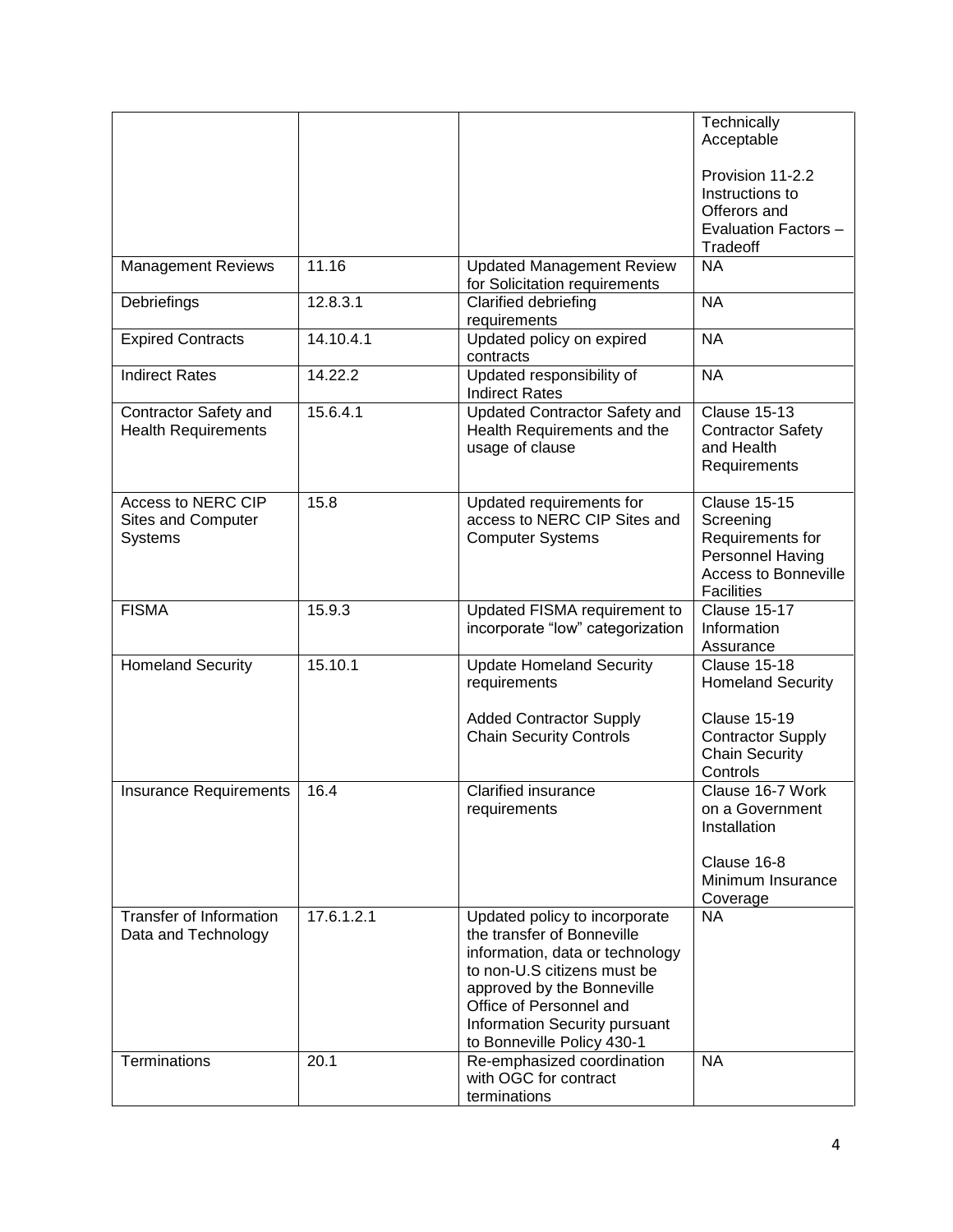| | | | |
|---|---|---|---|
| | | | Technically Acceptable<br><br>Provision 11-2.2 Instructions to Offerors and Evaluation Factors – Tradeoff |
| Management Reviews | 11.16 | Updated Management Review for Solicitation requirements | NA |
| Debriefings | 12.8.3.1 | Clarified debriefing requirements | NA |
| Expired Contracts | 14.10.4.1 | Updated policy on expired contracts | NA |
| Indirect Rates | 14.22.2 | Updated responsibility of Indirect Rates | NA |
| Contractor Safety and Health Requirements | 15.6.4.1 | Updated Contractor Safety and Health Requirements and the usage of clause | Clause 15-13 Contractor Safety and Health Requirements |
| Access to NERC CIP Sites and Computer Systems | 15.8 | Updated requirements for access to NERC CIP Sites and Computer Systems | Clause 15-15 Screening Requirements for Personnel Having Access to Bonneville Facilities |
| FISMA | 15.9.3 | Updated FISMA requirement to incorporate "low" categorization | Clause 15-17 Information Assurance |
| Homeland Security | 15.10.1 | Update Homeland Security requirements<br><br>Added Contractor Supply Chain Security Controls | Clause 15-18 Homeland Security<br><br>Clause 15-19 Contractor Supply Chain Security Controls |
| Insurance Requirements | 16.4 | Clarified insurance requirements | Clause 16-7 Work on a Government Installation<br><br>Clause 16-8 Minimum Insurance Coverage |
| Transfer of Information Data and Technology | 17.6.1.2.1 | Updated policy to incorporate the transfer of Bonneville information, data or technology to non-U.S citizens must be approved by the Bonneville Office of Personnel and Information Security pursuant to Bonneville Policy 430-1 | NA |
| Terminations | 20.1 | Re-emphasized coordination with OGC for contract terminations | NA |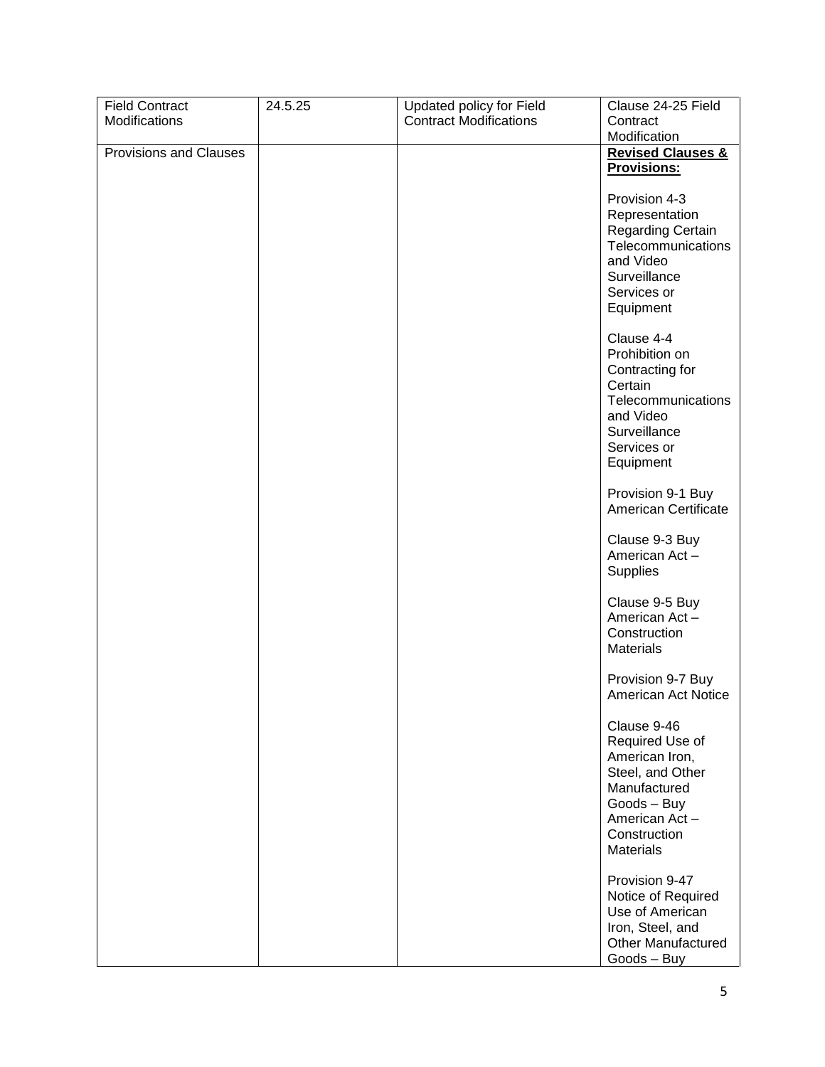| Field Contract Modifications | 24.5.25 | Updated policy for Field Contract Modifications | Clause 24-25 Field Contract Modification |
|---|---|---|---|
| Provisions and Clauses | | | **Revised Clauses & Provisions:**<br><br>Provision 4-3 Representation Regarding Certain Telecommunications and Video Surveillance Services or Equipment<br><br>Clause 4-4 Prohibition on Contracting for Certain Telecommunications and Video Surveillance Services or Equipment<br><br>Provision 9-1 Buy American Certificate<br><br>Clause 9-3 Buy American Act – Supplies<br><br>Clause 9-5 Buy American Act – Construction Materials<br><br>Provision 9-7 Buy American Act Notice<br><br>Clause 9-46 Required Use of American Iron, Steel, and Other Manufactured Goods – Buy American Act – Construction Materials<br><br>Provision 9-47 Notice of Required Use of American Iron, Steel, and Other Manufactured Goods – Buy |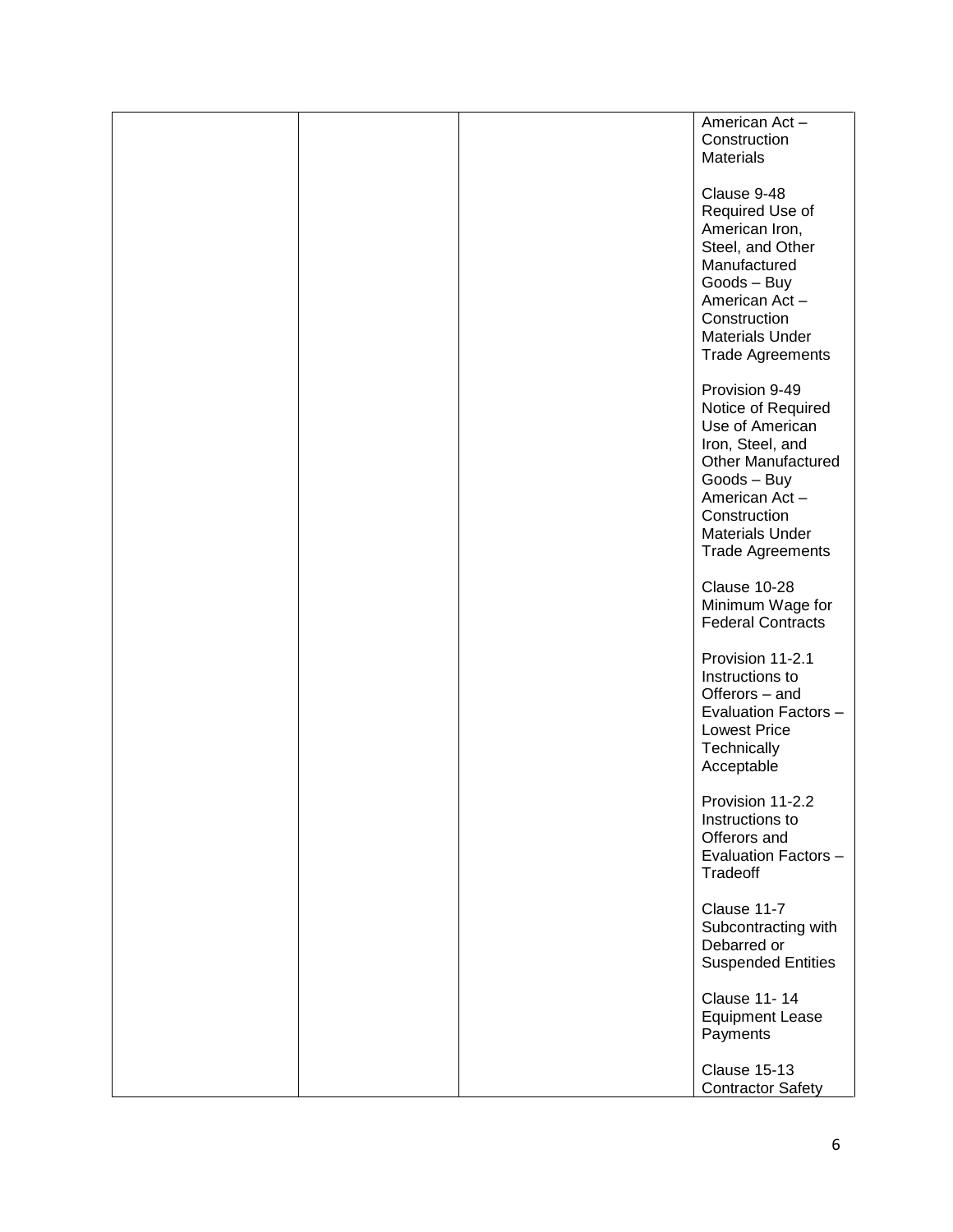|  |  |  | American Act – Construction Materials<br><br>Clause 9-48 Required Use of American Iron, Steel, and Other Manufactured Goods – Buy American Act – Construction Materials Under Trade Agreements<br><br>Provision 9-49 Notice of Required Use of American Iron, Steel, and Other Manufactured Goods – Buy American Act – Construction Materials Under Trade Agreements<br><br>Clause 10-28 Minimum Wage for Federal Contracts<br><br>Provision 11-2.1 Instructions to Offerors – and Evaluation Factors – Lowest Price Technically Acceptable<br><br>Provision 11-2.2 Instructions to Offerors and Evaluation Factors – Tradeoff<br><br>Clause 11-7 Subcontracting with Debarred or Suspended Entities<br><br>Clause 11- 14 Equipment Lease Payments<br><br>Clause 15-13 Contractor Safety |
|---|---|---|---|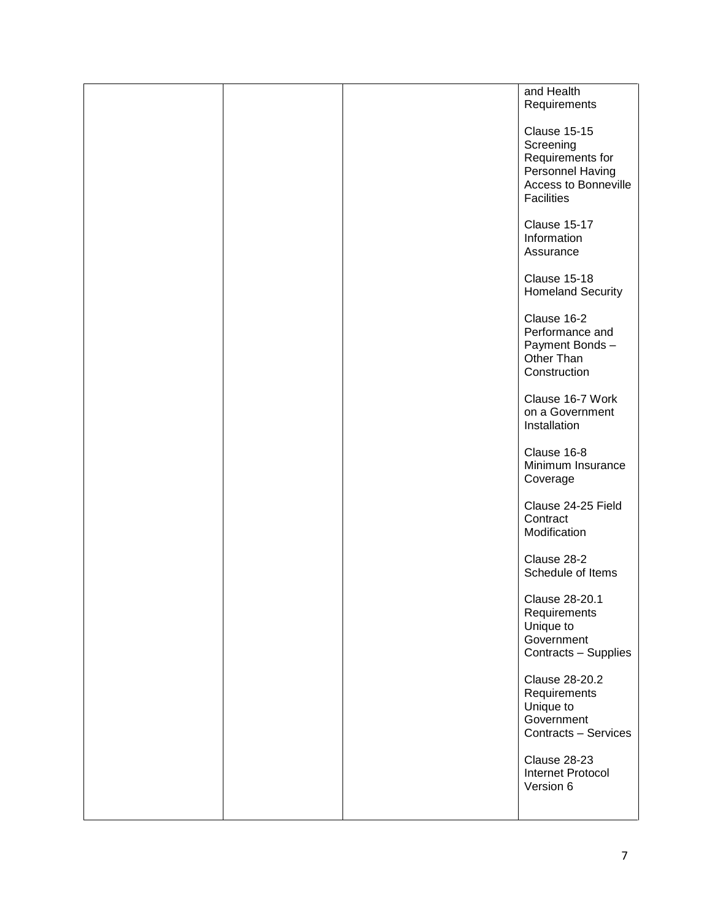|  |  |  | and Health Requirements<br><br>Clause 15-15 Screening Requirements for Personnel Having Access to Bonneville Facilities<br><br>Clause 15-17 Information Assurance<br><br>Clause 15-18 Homeland Security<br><br>Clause 16-2 Performance and Payment Bonds – Other Than Construction<br><br>Clause 16-7 Work on a Government Installation<br><br>Clause 16-8 Minimum Insurance Coverage<br><br>Clause 24-25 Field Contract Modification<br><br>Clause 28-2 Schedule of Items<br><br>Clause 28-20.1 Requirements Unique to Government Contracts – Supplies<br><br>Clause 28-20.2 Requirements Unique to Government Contracts – Services<br><br>Clause 28-23 Internet Protocol Version 6 |
|---|---|---|---|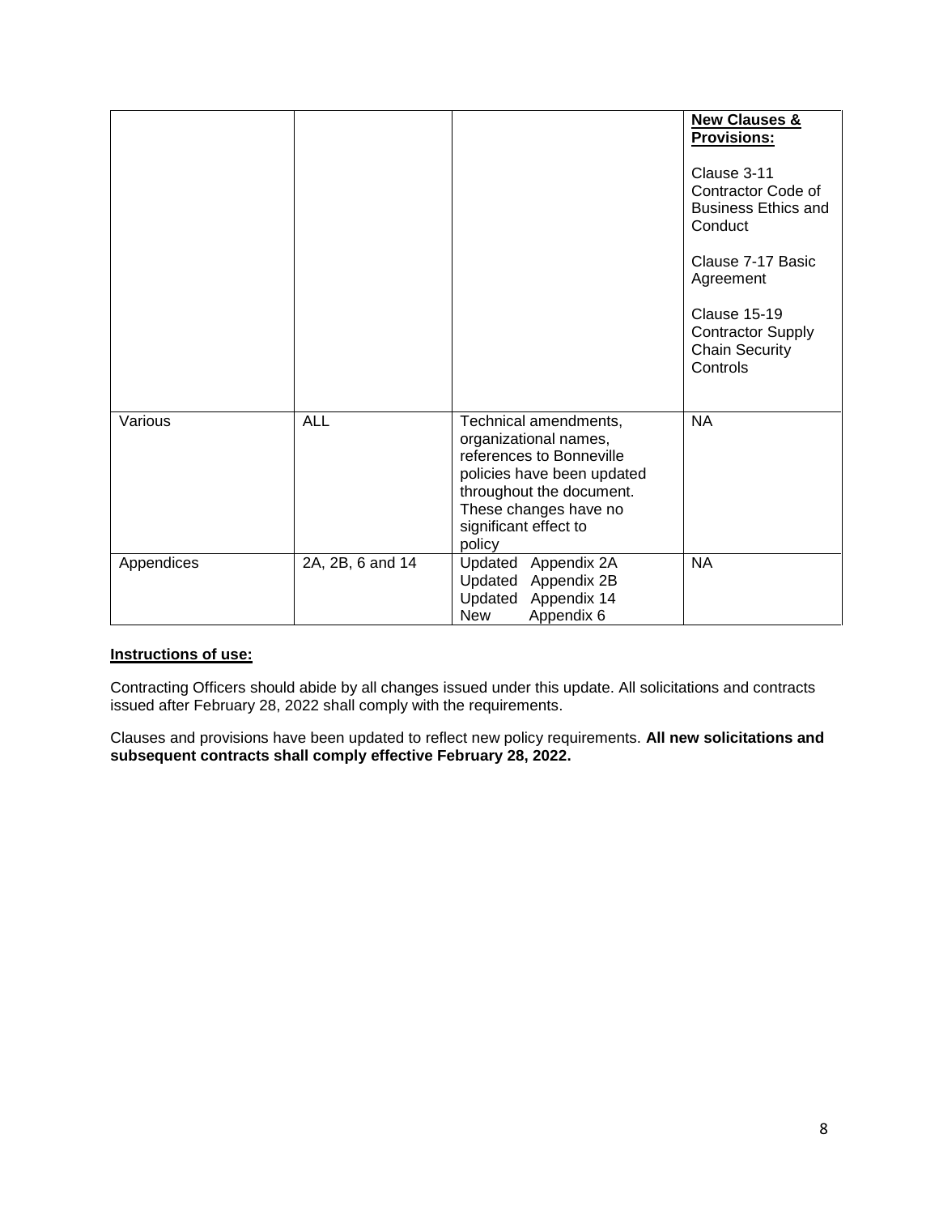| | | | |
|---|---|---|---|
| | | | **New Clauses & Provisions:**<br><br>Clause 3-11 Contractor Code of Business Ethics and Conduct<br><br>Clause 7-17 Basic Agreement<br><br>Clause 15-19 Contractor Supply Chain Security Controls |
| Various | ALL | Technical amendments, organizational names, references to Bonneville policies have been updated throughout the document. These changes have no significant effect to policy | NA |
| Appendices | 2A, 2B, 6 and 14 | Updated Appendix 2A<br>Updated Appendix 2B<br>Updated Appendix 14<br>New Appendix 6 | NA |

**Instructions of use:**

Contracting Officers should abide by all changes issued under this update. All solicitations and contracts issued after February 28, 2022 shall comply with the requirements.

Clauses and provisions have been updated to reflect new policy requirements. **All new solicitations and subsequent contracts shall comply effective February 28, 2022.**